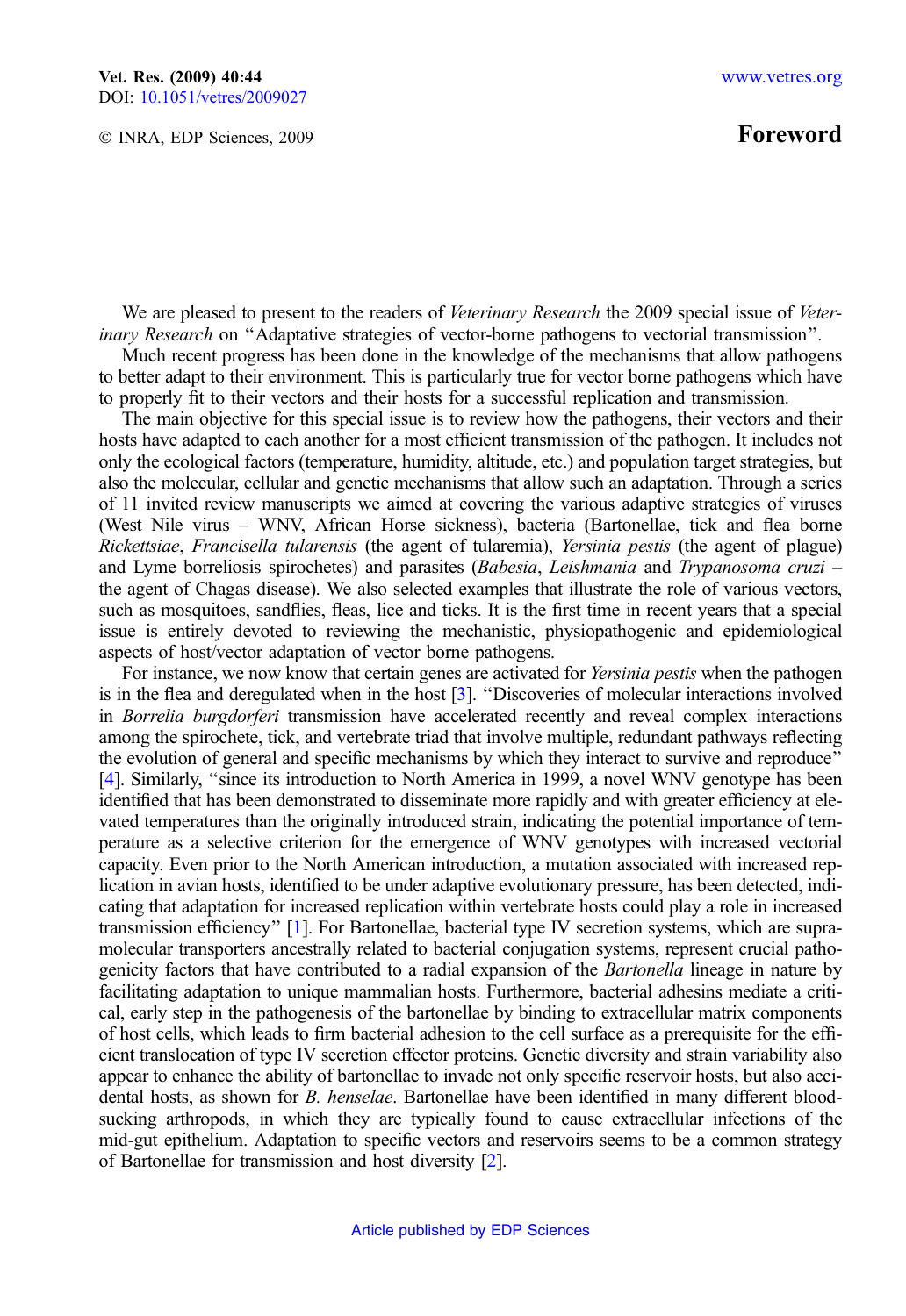# Foreword

We are pleased to present to the readers of *Veterinary Research* the 2009 special issue of *Veterinary Research* on "Adaptative strategies of vector-borne pathogens to vectorial transmission".

Much recent progress has been done in the knowledge of the mechanisms that allow pathogens to better adapt to their environment. This is particularly true for vector borne pathogens which have to properly fit to their vectors and their hosts for a successful replication and transmission.

The main objective for this special issue is to review how the pathogens, their vectors and their hosts have adapted to each another for a most efficient transmission of the pathogen. It includes not only the ecological factors (temperature, humidity, altitude, etc.) and population target strategies, but also the molecular, cellular and genetic mechanisms that allow such an adaptation. Through a series of 11 invited review manuscripts we aimed at covering the various adaptive strategies of viruses (West Nile virus – WNV, African Horse sickness), bacteria (Bartonellae, tick and flea borne *Rickettsiae*, *Francisella tularensis* (the agent of tularemia), *Yersinia pestis* (the agent of plague) and Lyme borreliosis spirochetes) and parasites (*Babesia*, *Leishmania* and *Trypanosoma cruzi* – the agent of Chagas disease). We also selected examples that illustrate the role of various vectors, such as mosquitoes, sandflies, fleas, lice and ticks. It is the first time in recent years that a special issue is entirely devoted to reviewing the mechanistic, physiopathogenic and epidemiological aspects of host/vector adaptation of vector borne pathogens.

For instance, we now know that certain genes are activated for *Yersinia pestis* when the pathogen is in the flea and deregulated when in the host [3]. "Discoveries of molecular interactions involved in *Borrelia burgdorferi* transmission have accelerated recently and reveal complex interactions among the spirochete, tick, and vertebrate triad that involve multiple, redundant pathways reflecting the evolution of general and specific mechanisms by which they interact to survive and reproduce" [4]. Similarly, "since its introduction to North America in 1999, a novel WNV genotype has been identified that has been demonstrated to disseminate more rapidly and with greater efficiency at elevated temperatures than the originally introduced strain, indicating the potential importance of temperature as a selective criterion for the emergence of WNV genotypes with increased vectorial capacity. Even prior to the North American introduction, a mutation associated with increased replication in avian hosts, identified to be under adaptive evolutionary pressure, has been detected, indicating that adaptation for increased replication within vertebrate hosts could play a role in increased transmission efficiency" [1]. For Bartonellae, bacterial type IV secretion systems, which are supramolecular transporters ancestrally related to bacterial conjugation systems, represent crucial pathogenicity factors that have contributed to a radial expansion of the *Bartonella* lineage in nature by facilitating adaptation to unique mammalian hosts. Furthermore, bacterial adhesins mediate a critical, early step in the pathogenesis of the bartonellae by binding to extracellular matrix components of host cells, which leads to firm bacterial adhesion to the cell surface as a prerequisite for the efficient translocation of type IV secretion effector proteins. Genetic diversity and strain variability also appear to enhance the ability of bartonellae to invade not only specific reservoir hosts, but also accidental hosts, as shown for *B. henselae*. Bartonellae have been identified in many different blood-sucking arthropods, in which they are typically found to cause extracellular infections of the mid-gut epithelium. Adaptation to specific vectors and reservoirs seems to be a common strategy of Bartonellae for transmission and host diversity [2].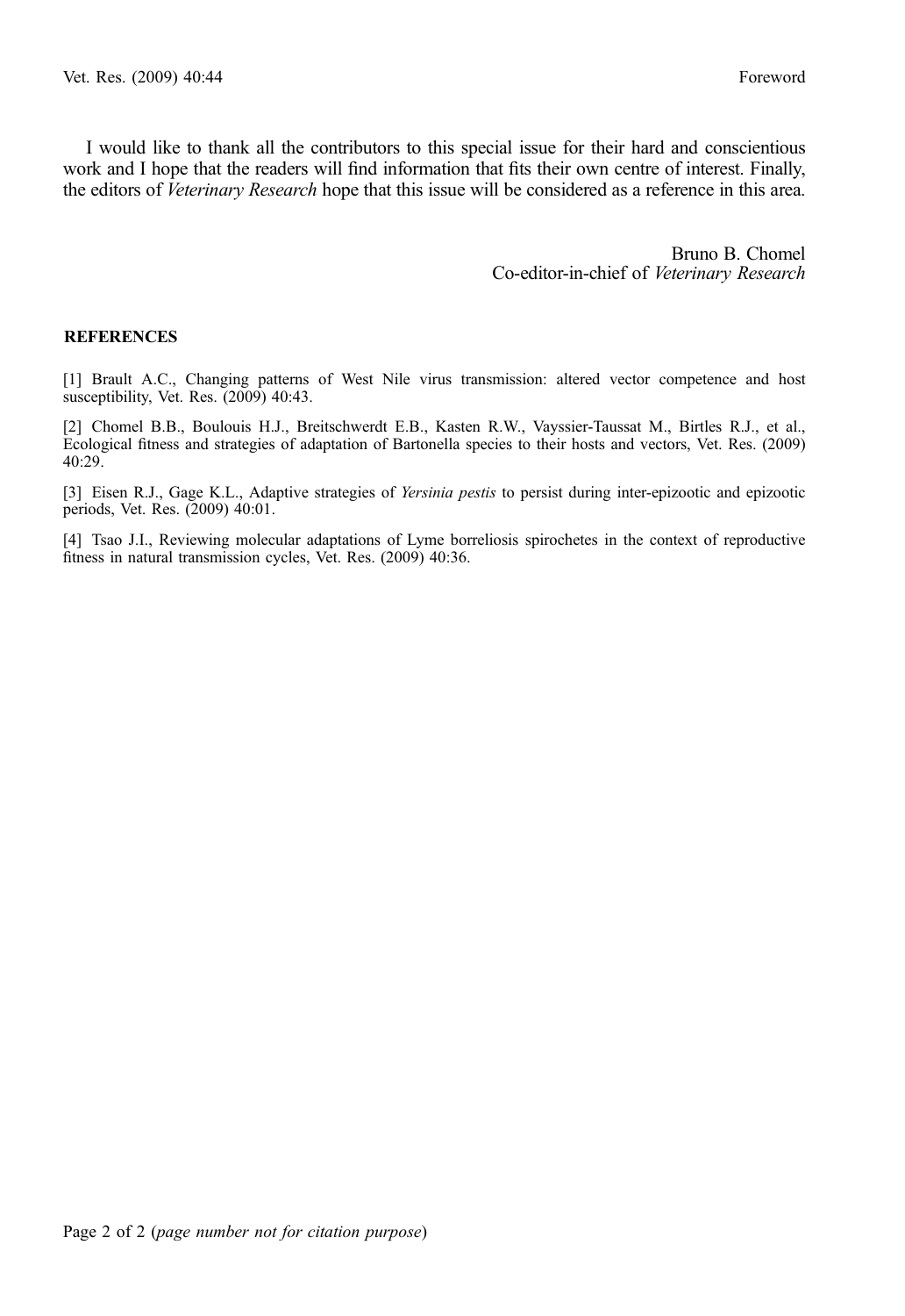I would like to thank all the contributors to this special issue for their hard and conscientious work and I hope that the readers will find information that fits their own centre of interest. Finally, the editors of *Veterinary Research* hope that this issue will be considered as a reference in this area.

Bruno B. Chomel
Co-editor-in-chief of *Veterinary Research*

## REFERENCES

[1] Brault A.C., Changing patterns of West Nile virus transmission: altered vector competence and host susceptibility, Vet. Res. (2009) 40:43.

[2] Chomel B.B., Boulouis H.J., Breitschwerdt E.B., Kasten R.W., Vayssier-Taussat M., Birtles R.J., et al., Ecological fitness and strategies of adaptation of Bartonella species to their hosts and vectors, Vet. Res. (2009) 40:29.

[3] Eisen R.J., Gage K.L., Adaptive strategies of *Yersinia pestis* to persist during inter-epizootic and epizootic periods, Vet. Res. (2009) 40:01.

[4] Tsao J.I., Reviewing molecular adaptations of Lyme borreliosis spirochetes in the context of reproductive fitness in natural transmission cycles, Vet. Res. (2009) 40:36.